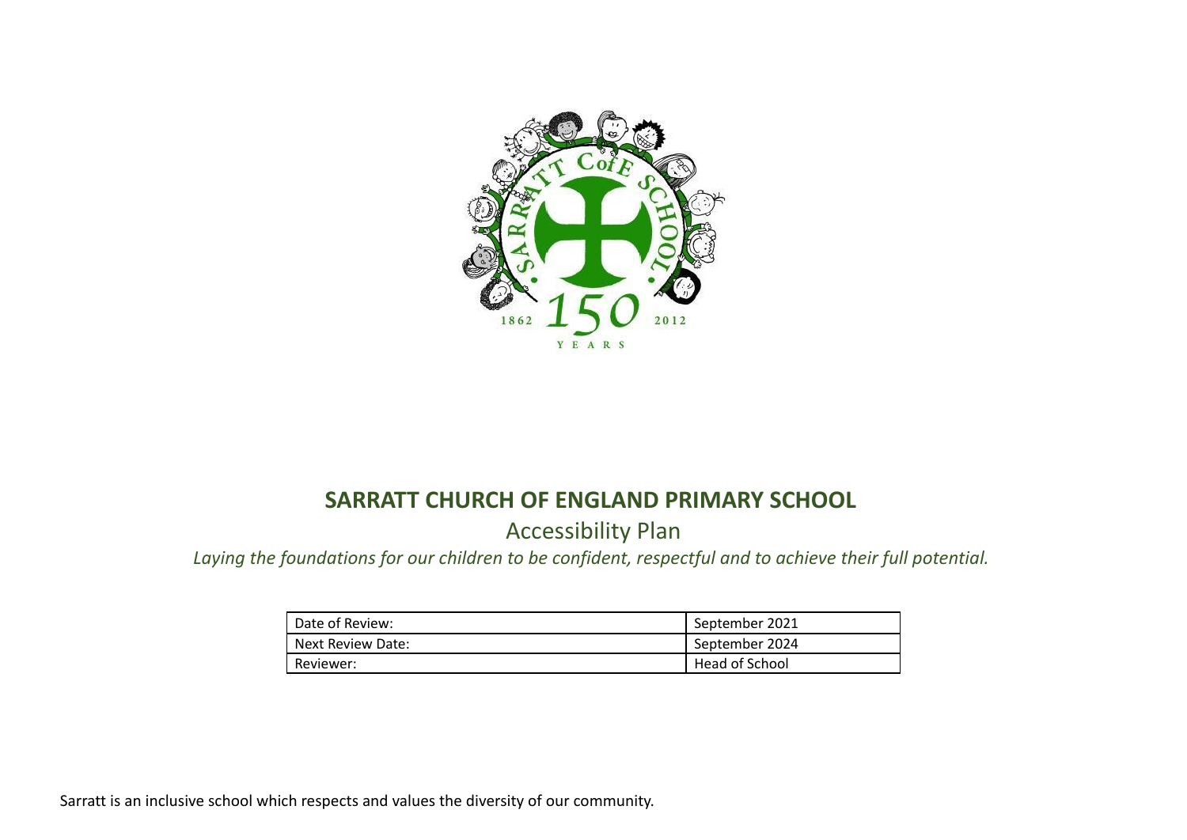# SARRATT CHURCH OF ENGLAND PRIMARY SCHOOL

## Accessibility Plan

*Laying the foundations for our children to be confident, respectful and to achieve their full potential.*

| Date of Review: | September 2021 |
|---|---|
| Next Review Date: | September 2024 |
| Reviewer: | Head of School |

Sarratt is an inclusive school which respects and values the diversity of our community.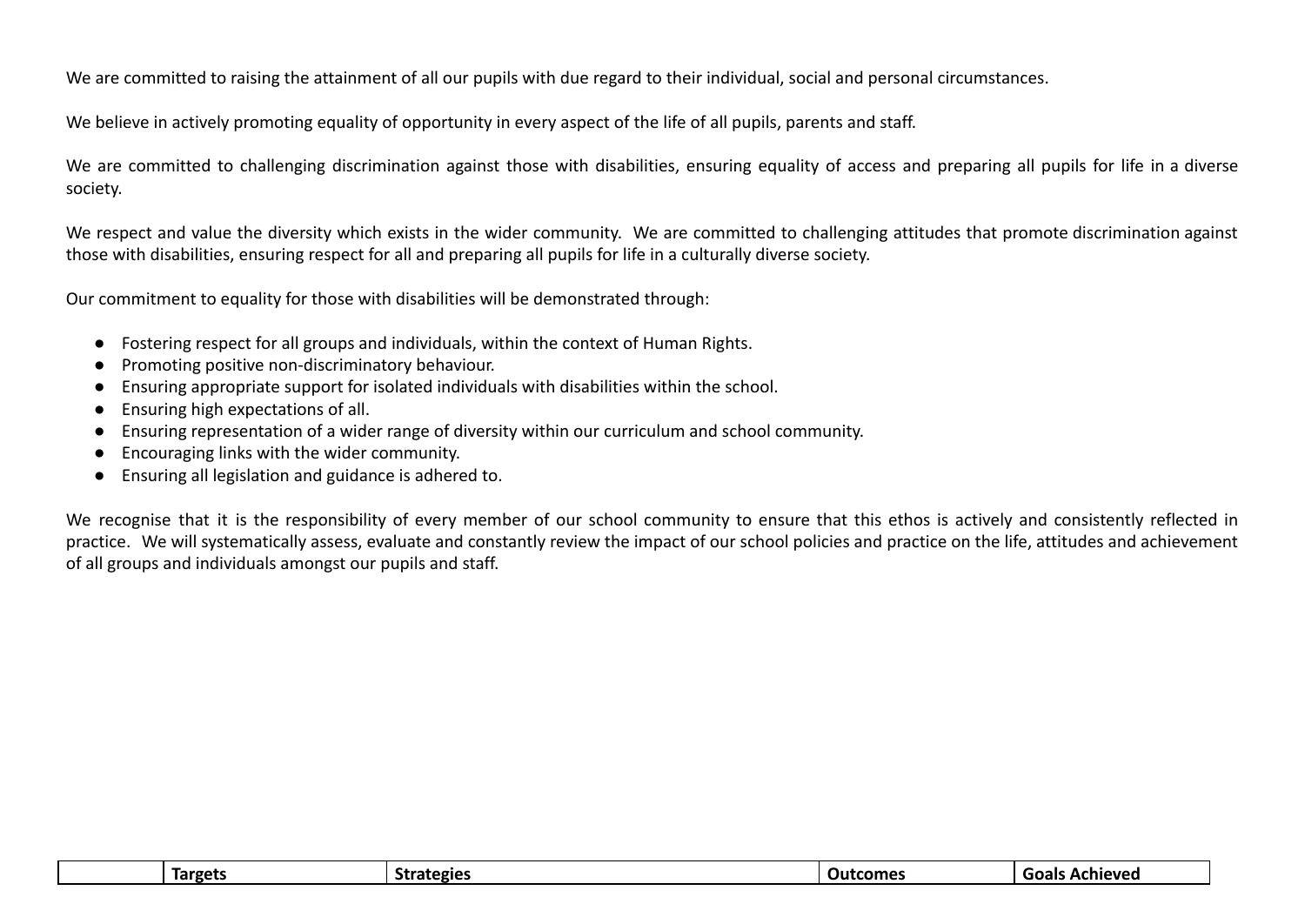We are committed to raising the attainment of all our pupils with due regard to their individual, social and personal circumstances.

We believe in actively promoting equality of opportunity in every aspect of the life of all pupils, parents and staff.

We are committed to challenging discrimination against those with disabilities, ensuring equality of access and preparing all pupils for life in a diverse society.

We respect and value the diversity which exists in the wider community. We are committed to challenging attitudes that promote discrimination against those with disabilities, ensuring respect for all and preparing all pupils for life in a culturally diverse society.

Our commitment to equality for those with disabilities will be demonstrated through:

- Fostering respect for all groups and individuals, within the context of Human Rights.
- Promoting positive non-discriminatory behaviour.
- Ensuring appropriate support for isolated individuals with disabilities within the school.
- Ensuring high expectations of all.
- Ensuring representation of a wider range of diversity within our curriculum and school community.
- Encouraging links with the wider community.
- Ensuring all legislation and guidance is adhered to.

We recognise that it is the responsibility of every member of our school community to ensure that this ethos is actively and consistently reflected in practice. We will systematically assess, evaluate and constantly review the impact of our school policies and practice on the life, attitudes and achievement of all groups and individuals amongst our pupils and staff.

| | **Targets** | **Strategies** | **Outcomes** | **Goals Achieved** |
|---|---|---|---|---|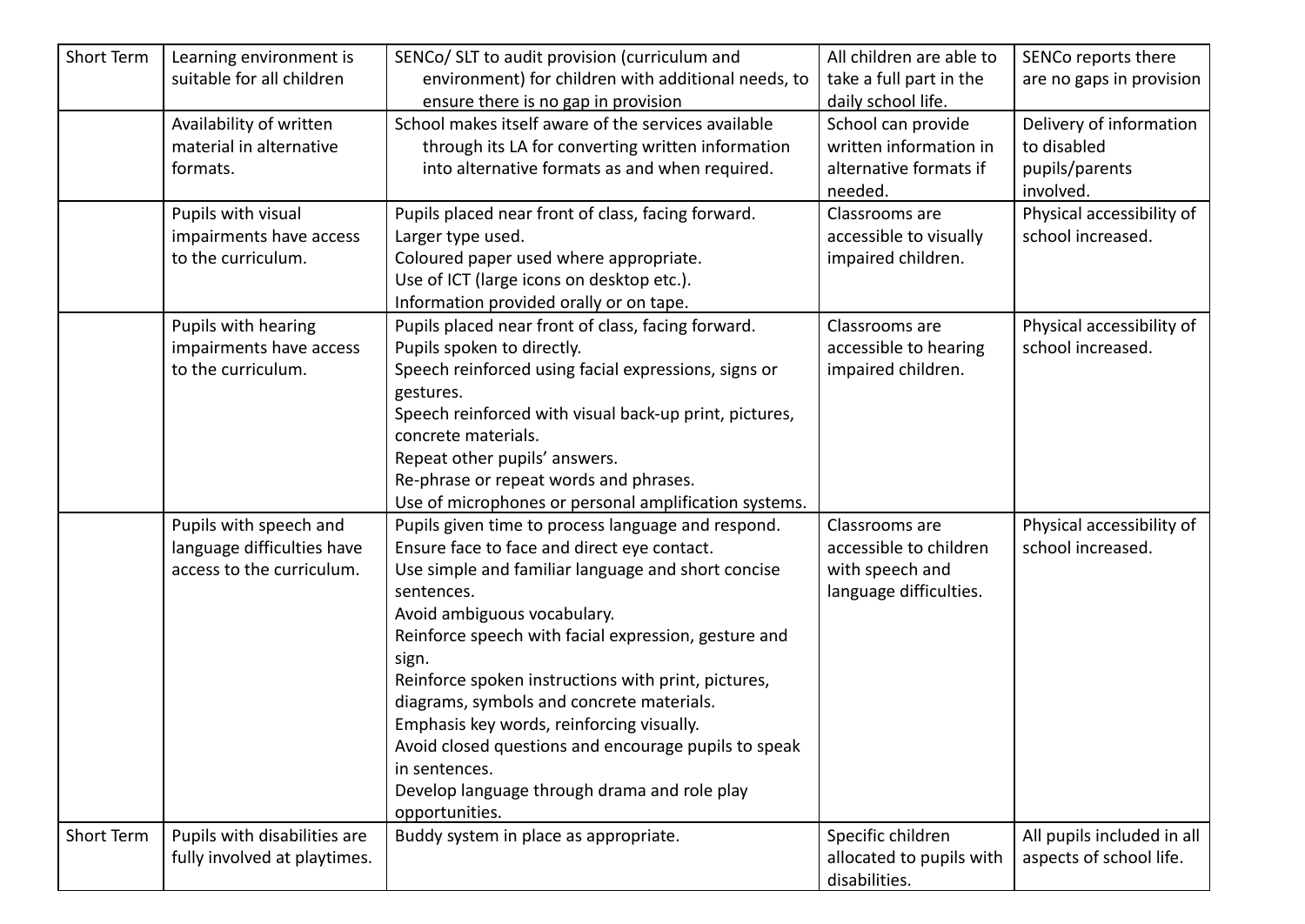| Short Term | Learning environment is suitable for all children | SENCo/ SLT to audit provision (curriculum and environment) for children with additional needs, to ensure there is no gap in provision | All children are able to take a full part in the daily school life. | SENCo reports there are no gaps in provision |
|---|---|---|---|---|
| | Availability of written material in alternative formats. | School makes itself aware of the services available through its LA for converting written information into alternative formats as and when required. | School can provide written information in alternative formats if needed. | Delivery of information to disabled pupils/parents involved. |
| | Pupils with visual impairments have access to the curriculum. | Pupils placed near front of class, facing forward.<br>Larger type used.<br>Coloured paper used where appropriate.<br>Use of ICT (large icons on desktop etc.).<br>Information provided orally or on tape. | Classrooms are accessible to visually impaired children. | Physical accessibility of school increased. |
| | Pupils with hearing impairments have access to the curriculum. | Pupils placed near front of class, facing forward.<br>Pupils spoken to directly.<br>Speech reinforced using facial expressions, signs or gestures.<br>Speech reinforced with visual back-up print, pictures, concrete materials.<br>Repeat other pupils' answers.<br>Re-phrase or repeat words and phrases.<br>Use of microphones or personal amplification systems. | Classrooms are accessible to hearing impaired children. | Physical accessibility of school increased. |
| | Pupils with speech and language difficulties have access to the curriculum. | Pupils given time to process language and respond.<br>Ensure face to face and direct eye contact.<br>Use simple and familiar language and short concise sentences.<br>Avoid ambiguous vocabulary.<br>Reinforce speech with facial expression, gesture and sign.<br>Reinforce spoken instructions with print, pictures, diagrams, symbols and concrete materials.<br>Emphasis key words, reinforcing visually.<br>Avoid closed questions and encourage pupils to speak in sentences.<br>Develop language through drama and role play opportunities. | Classrooms are accessible to children with speech and language difficulties. | Physical accessibility of school increased. |
| Short Term | Pupils with disabilities are fully involved at playtimes. | Buddy system in place as appropriate. | Specific children allocated to pupils with disabilities. | All pupils included in all aspects of school life. |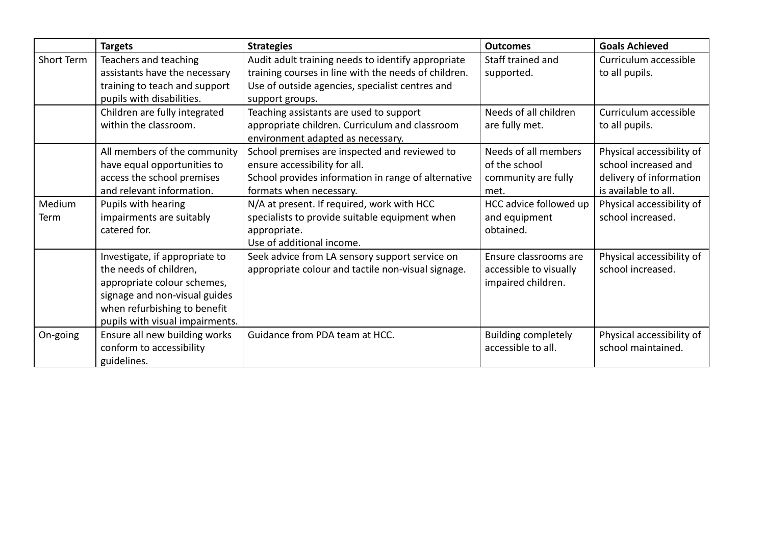| | Targets | Strategies | Outcomes | Goals Achieved |
|---|---|---|---|---|
| Short Term | Teachers and teaching assistants have the necessary training to teach and support pupils with disabilities. | Audit adult training needs to identify appropriate training courses in line with the needs of children. Use of outside agencies, specialist centres and support groups. | Staff trained and supported. | Curriculum accessible to all pupils. |
| | Children are fully integrated within the classroom. | Teaching assistants are used to support appropriate children. Curriculum and classroom environment adapted as necessary. | Needs of all children are fully met. | Curriculum accessible to all pupils. |
| | All members of the community have equal opportunities to access the school premises and relevant information. | School premises are inspected and reviewed to ensure accessibility for all.<br>School provides information in range of alternative formats when necessary. | Needs of all members of the school community are fully met. | Physical accessibility of school increased and delivery of information is available to all. |
| Medium Term | Pupils with hearing impairments are suitably catered for. | N/A at present. If required, work with HCC specialists to provide suitable equipment when appropriate.<br>Use of additional income. | HCC advice followed up and equipment obtained. | Physical accessibility of school increased. |
| | Investigate, if appropriate to the needs of children, appropriate colour schemes, signage and non-visual guides when refurbishing to benefit pupils with visual impairments. | Seek advice from LA sensory support service on appropriate colour and tactile non-visual signage. | Ensure classrooms are accessible to visually impaired children. | Physical accessibility of school increased. |
| On-going | Ensure all new building works conform to accessibility guidelines. | Guidance from PDA team at HCC. | Building completely accessible to all. | Physical accessibility of school maintained. |